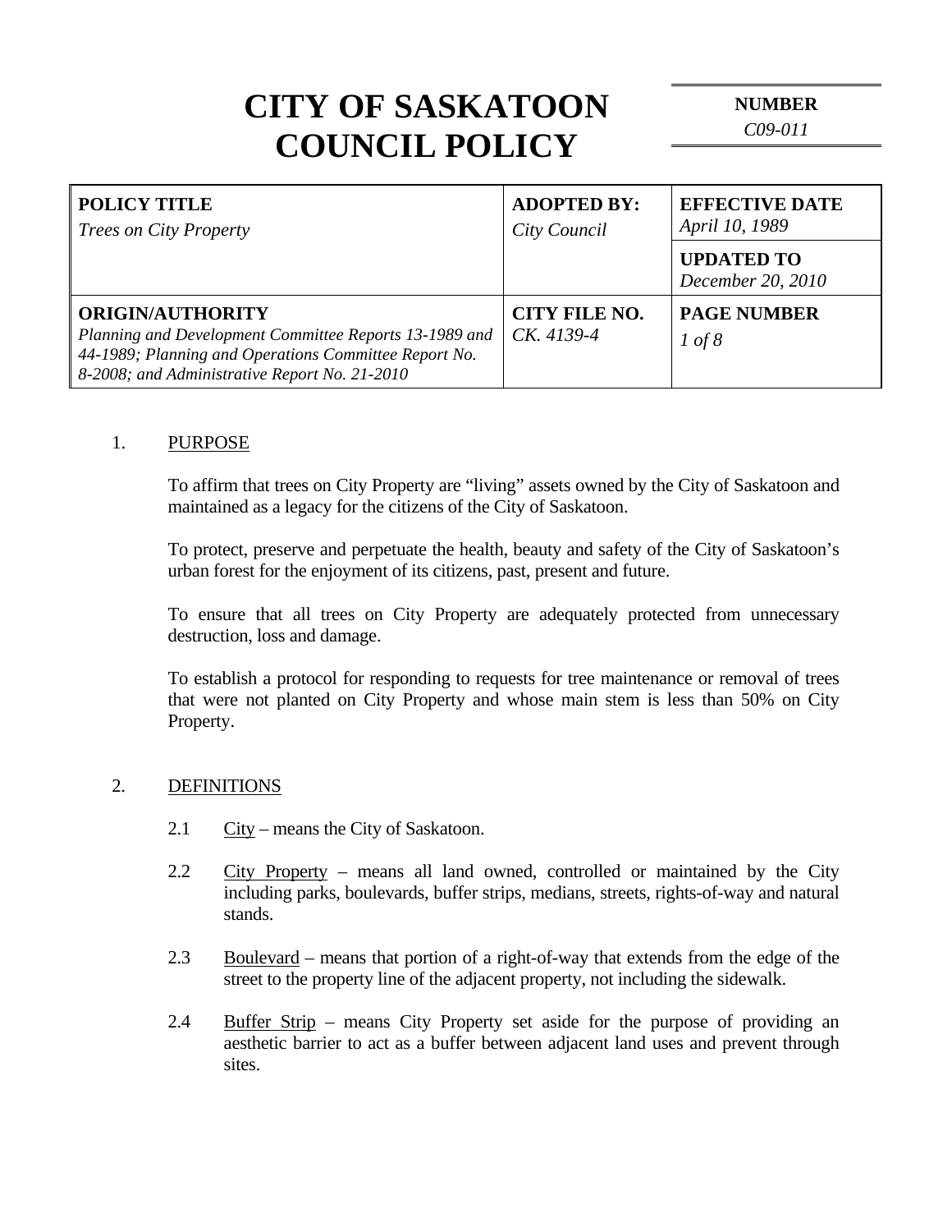# CITY OF SASKATOON COUNCIL POLICY

| NUMBER |
|---|
| *C09-011* |

| POLICY TITLE | ADOPTED BY: | EFFECTIVE DATE |
|---|---|---|
| *Trees on City Property* | *City Council* | *April 10, 1989* |
| | | **UPDATED TO** *December 20, 2010* |
| **ORIGIN/AUTHORITY** *Planning and Development Committee Reports 13-1989 and 44-1989; Planning and Operations Committee Report No. 8-2008; and Administrative Report No. 21-2010* | **CITY FILE NO.** *CK. 4139-4* | **PAGE NUMBER** *1 of 8* |

1. PURPOSE

   To affirm that trees on City Property are "living" assets owned by the City of Saskatoon and maintained as a legacy for the citizens of the City of Saskatoon.

   To protect, preserve and perpetuate the health, beauty and safety of the City of Saskatoon's urban forest for the enjoyment of its citizens, past, present and future.

   To ensure that all trees on City Property are adequately protected from unnecessary destruction, loss and damage.

   To establish a protocol for responding to requests for tree maintenance or removal of trees that were not planted on City Property and whose main stem is less than 50% on City Property.

2. DEFINITIONS

   2.1 City – means the City of Saskatoon.

   2.2 City Property – means all land owned, controlled or maintained by the City including parks, boulevards, buffer strips, medians, streets, rights-of-way and natural stands.

   2.3 Boulevard – means that portion of a right-of-way that extends from the edge of the street to the property line of the adjacent property, not including the sidewalk.

   2.4 Buffer Strip – means City Property set aside for the purpose of providing an aesthetic barrier to act as a buffer between adjacent land uses and prevent through sites.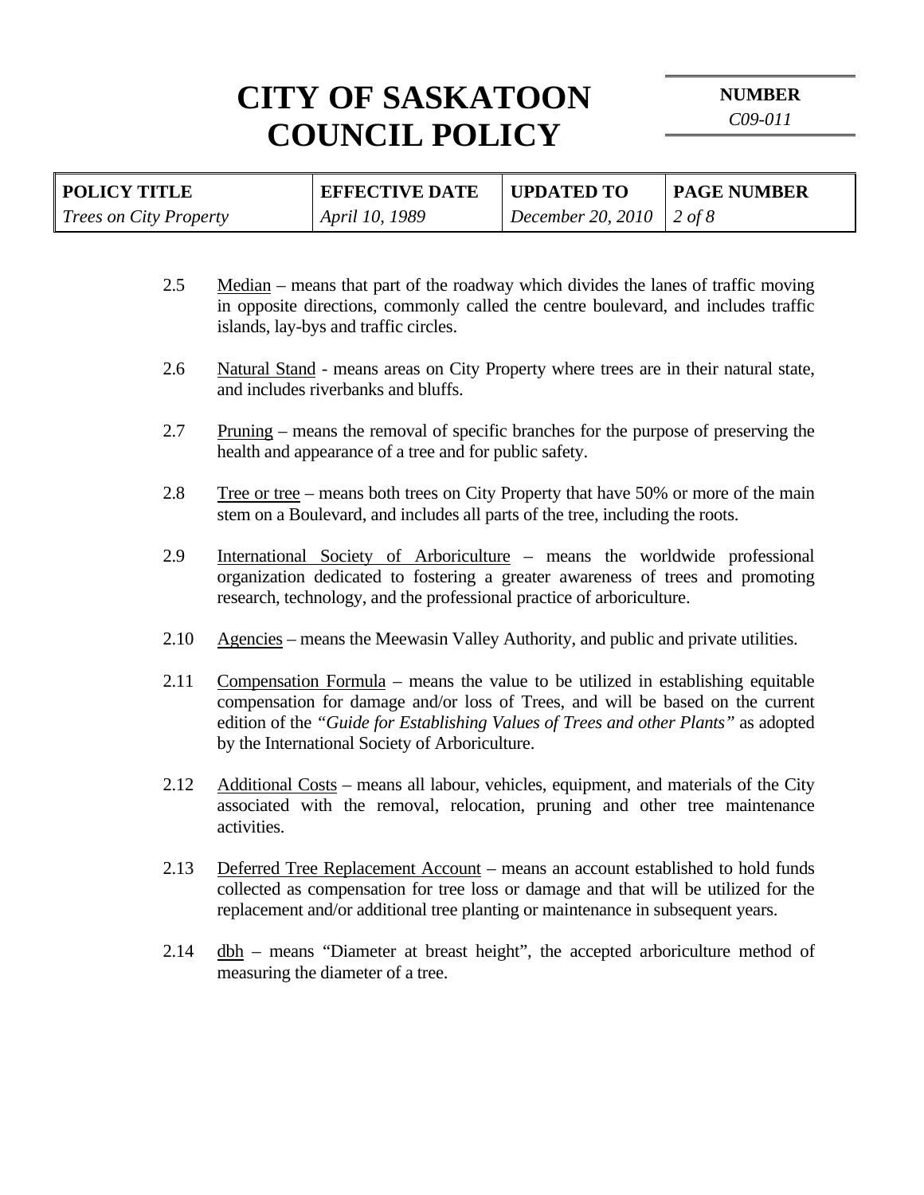2.5 Median – means that part of the roadway which divides the lanes of traffic moving in opposite directions, commonly called the centre boulevard, and includes traffic islands, lay-bys and traffic circles.

2.6 Natural Stand - means areas on City Property where trees are in their natural state, and includes riverbanks and bluffs.

2.7 Pruning – means the removal of specific branches for the purpose of preserving the health and appearance of a tree and for public safety.

2.8 Tree or tree – means both trees on City Property that have 50% or more of the main stem on a Boulevard, and includes all parts of the tree, including the roots.

2.9 International Society of Arboriculture – means the worldwide professional organization dedicated to fostering a greater awareness of trees and promoting research, technology, and the professional practice of arboriculture.

2.10 Agencies – means the Meewasin Valley Authority, and public and private utilities.

2.11 Compensation Formula – means the value to be utilized in establishing equitable compensation for damage and/or loss of Trees, and will be based on the current edition of the *"Guide for Establishing Values of Trees and other Plants"* as adopted by the International Society of Arboriculture.

2.12 Additional Costs – means all labour, vehicles, equipment, and materials of the City associated with the removal, relocation, pruning and other tree maintenance activities.

2.13 Deferred Tree Replacement Account – means an account established to hold funds collected as compensation for tree loss or damage and that will be utilized for the replacement and/or additional tree planting or maintenance in subsequent years.

2.14 dbh – means "Diameter at breast height", the accepted arboriculture method of measuring the diameter of a tree.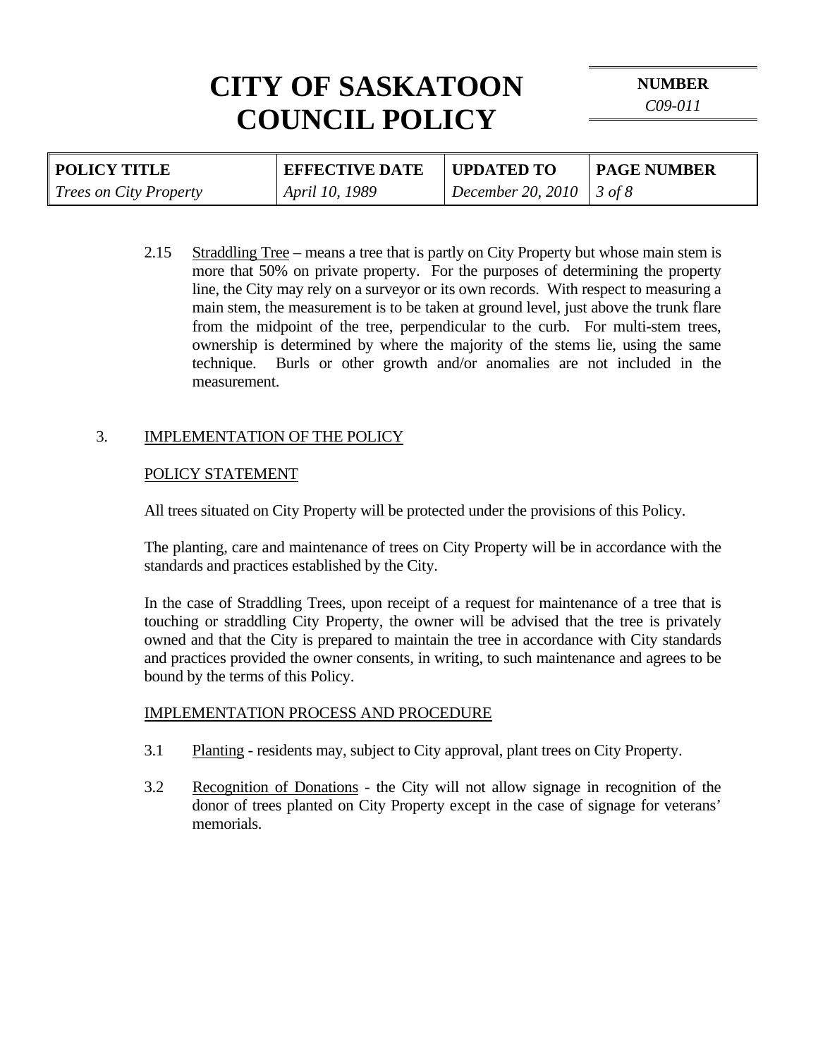2.15 Straddling Tree – means a tree that is partly on City Property but whose main stem is more that 50% on private property. For the purposes of determining the property line, the City may rely on a surveyor or its own records. With respect to measuring a main stem, the measurement is to be taken at ground level, just above the trunk flare from the midpoint of the tree, perpendicular to the curb. For multi-stem trees, ownership is determined by where the majority of the stems lie, using the same technique. Burls or other growth and/or anomalies are not included in the measurement.

## 3. IMPLEMENTATION OF THE POLICY

### POLICY STATEMENT

All trees situated on City Property will be protected under the provisions of this Policy.

The planting, care and maintenance of trees on City Property will be in accordance with the standards and practices established by the City.

In the case of Straddling Trees, upon receipt of a request for maintenance of a tree that is touching or straddling City Property, the owner will be advised that the tree is privately owned and that the City is prepared to maintain the tree in accordance with City standards and practices provided the owner consents, in writing, to such maintenance and agrees to be bound by the terms of this Policy.

### IMPLEMENTATION PROCESS AND PROCEDURE

3.1 Planting - residents may, subject to City approval, plant trees on City Property.

3.2 Recognition of Donations - the City will not allow signage in recognition of the donor of trees planted on City Property except in the case of signage for veterans' memorials.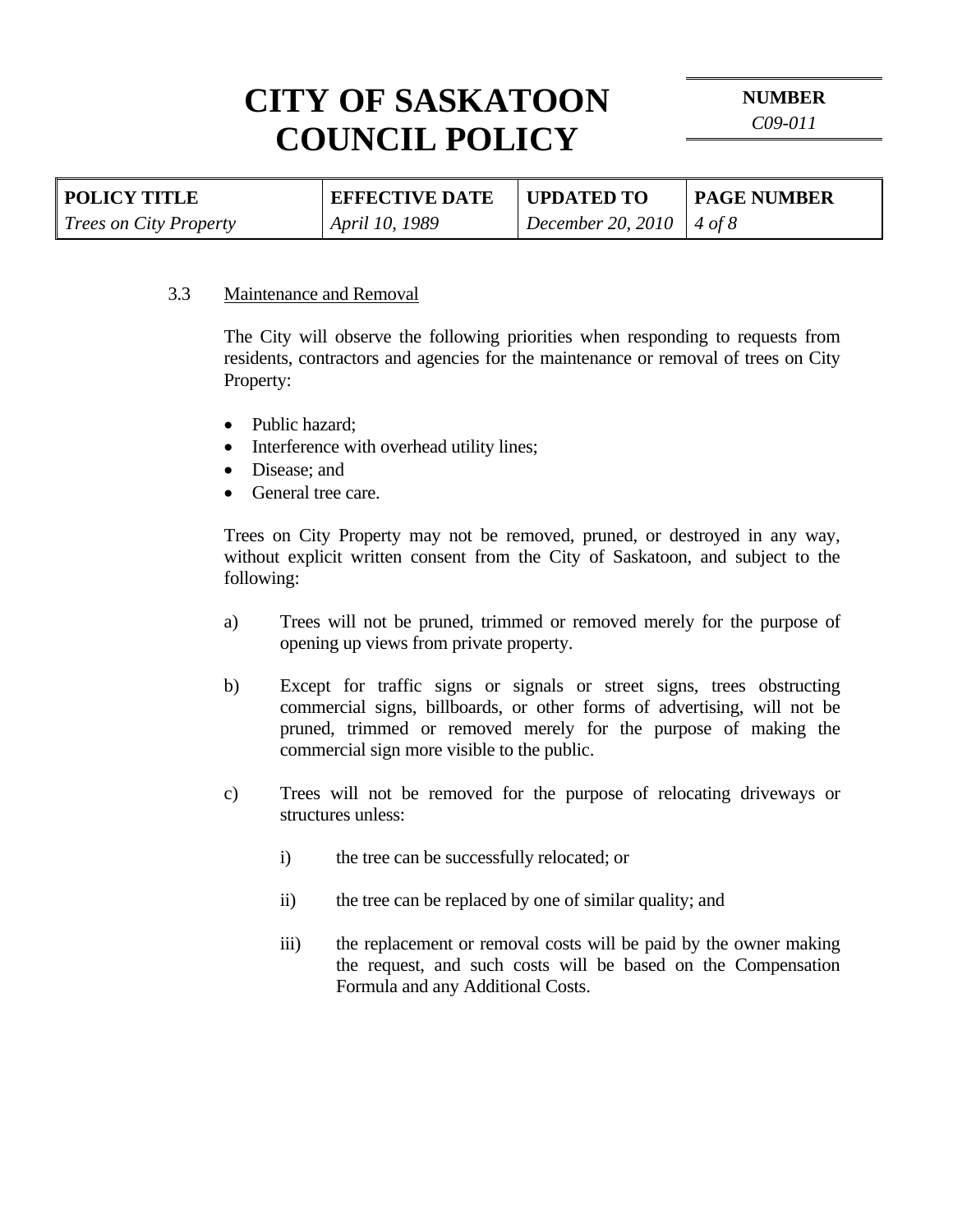### 3.3 Maintenance and Removal

The City will observe the following priorities when responding to requests from residents, contractors and agencies for the maintenance or removal of trees on City Property:

- Public hazard;
- Interference with overhead utility lines;
- Disease; and
- General tree care.

Trees on City Property may not be removed, pruned, or destroyed in any way, without explicit written consent from the City of Saskatoon, and subject to the following:

a) Trees will not be pruned, trimmed or removed merely for the purpose of opening up views from private property.

b) Except for traffic signs or signals or street signs, trees obstructing commercial signs, billboards, or other forms of advertising, will not be pruned, trimmed or removed merely for the purpose of making the commercial sign more visible to the public.

c) Trees will not be removed for the purpose of relocating driveways or structures unless:

   i) the tree can be successfully relocated; or

   ii) the tree can be replaced by one of similar quality; and

   iii) the replacement or removal costs will be paid by the owner making the request, and such costs will be based on the Compensation Formula and any Additional Costs.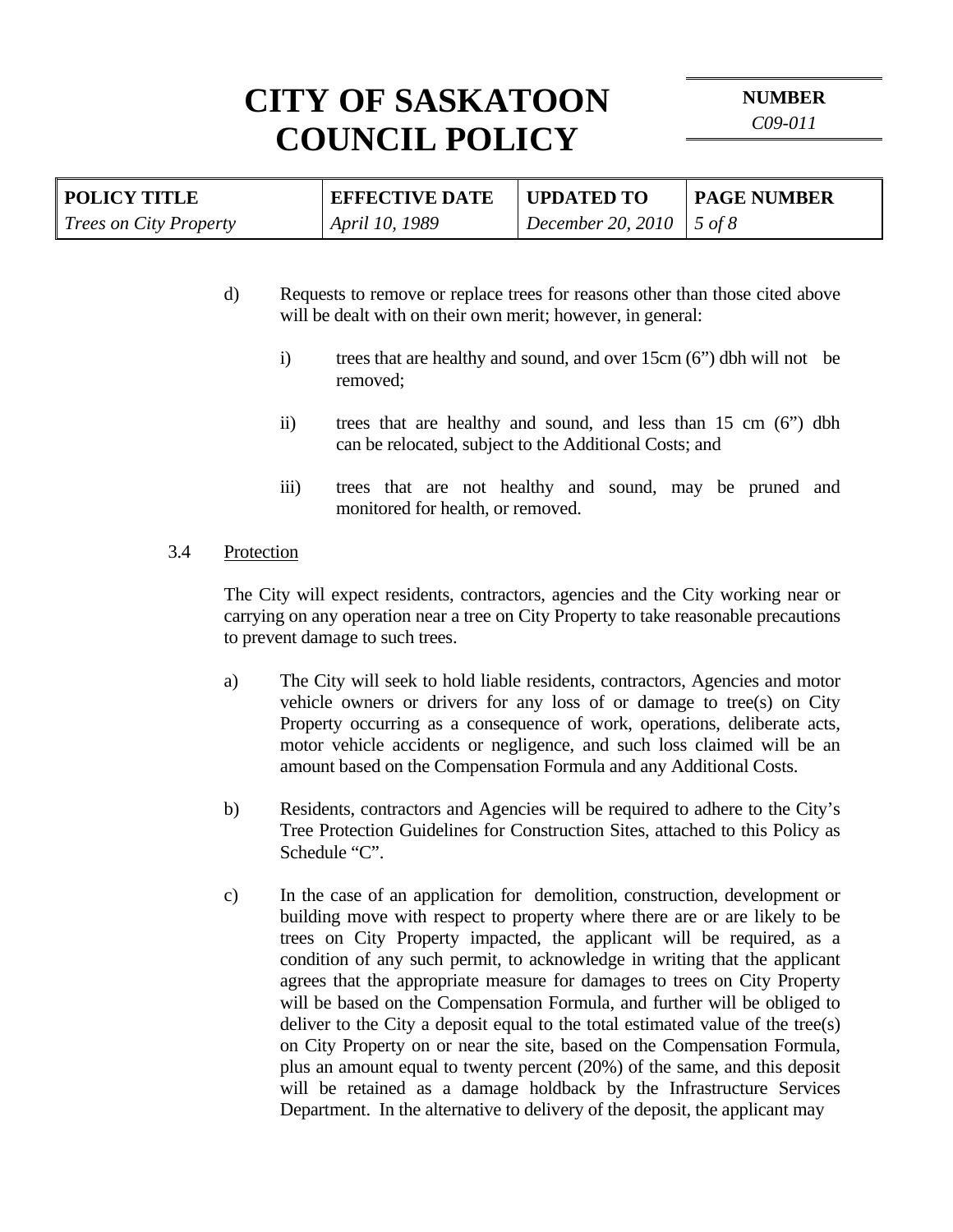d) Requests to remove or replace trees for reasons other than those cited above will be dealt with on their own merit; however, in general:

   i) trees that are healthy and sound, and over 15cm (6") dbh will not be removed;

   ii) trees that are healthy and sound, and less than 15 cm (6") dbh can be relocated, subject to the Additional Costs; and

   iii) trees that are not healthy and sound, may be pruned and monitored for health, or removed.

3.4 Protection

The City will expect residents, contractors, agencies and the City working near or carrying on any operation near a tree on City Property to take reasonable precautions to prevent damage to such trees.

a) The City will seek to hold liable residents, contractors, Agencies and motor vehicle owners or drivers for any loss of or damage to tree(s) on City Property occurring as a consequence of work, operations, deliberate acts, motor vehicle accidents or negligence, and such loss claimed will be an amount based on the Compensation Formula and any Additional Costs.

b) Residents, contractors and Agencies will be required to adhere to the City's Tree Protection Guidelines for Construction Sites, attached to this Policy as Schedule "C".

c) In the case of an application for demolition, construction, development or building move with respect to property where there are or are likely to be trees on City Property impacted, the applicant will be required, as a condition of any such permit, to acknowledge in writing that the applicant agrees that the appropriate measure for damages to trees on City Property will be based on the Compensation Formula, and further will be obliged to deliver to the City a deposit equal to the total estimated value of the tree(s) on City Property on or near the site, based on the Compensation Formula, plus an amount equal to twenty percent (20%) of the same, and this deposit will be retained as a damage holdback by the Infrastructure Services Department. In the alternative to delivery of the deposit, the applicant may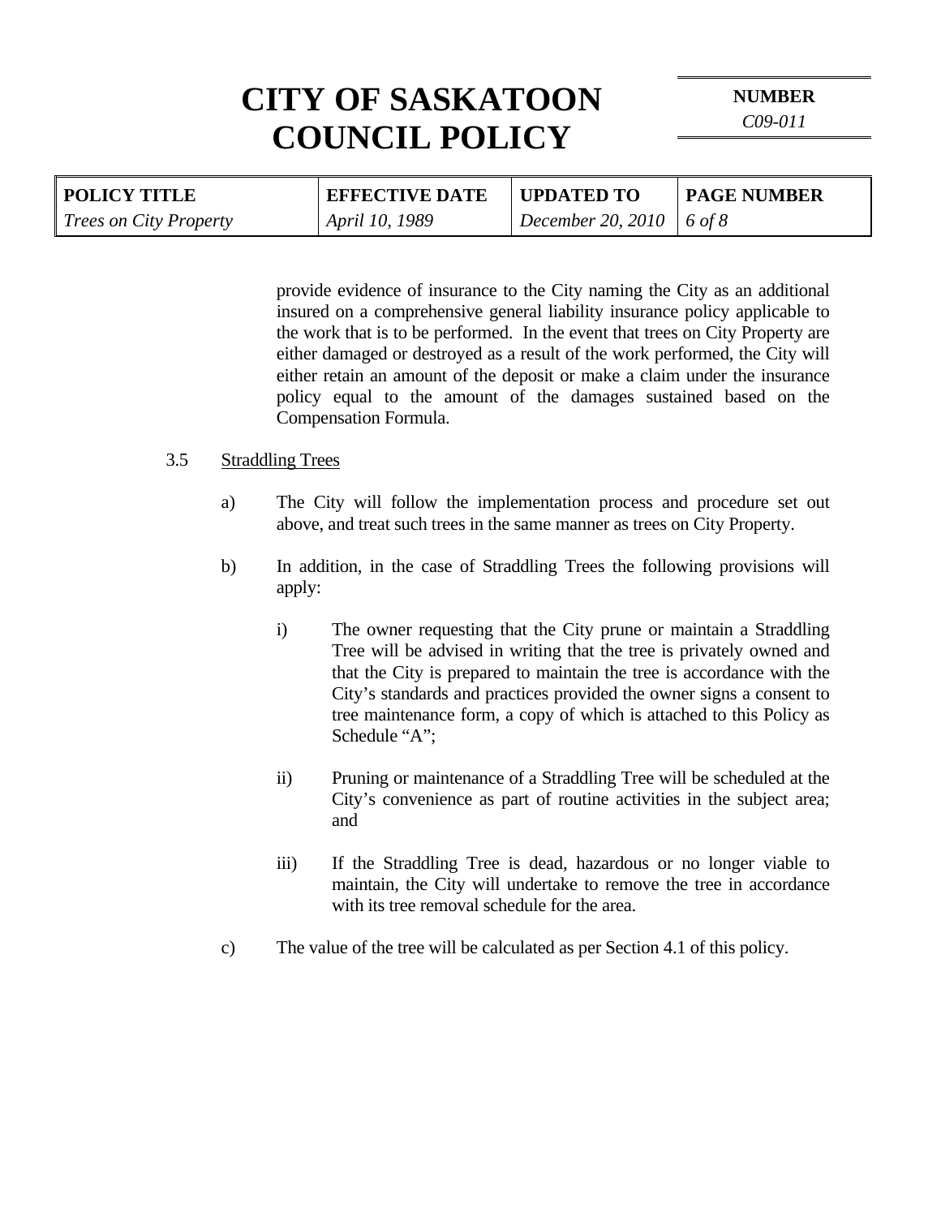provide evidence of insurance to the City naming the City as an additional insured on a comprehensive general liability insurance policy applicable to the work that is to be performed. In the event that trees on City Property are either damaged or destroyed as a result of the work performed, the City will either retain an amount of the deposit or make a claim under the insurance policy equal to the amount of the damages sustained based on the Compensation Formula.

3.5 Straddling Trees

a) The City will follow the implementation process and procedure set out above, and treat such trees in the same manner as trees on City Property.

b) In addition, in the case of Straddling Trees the following provisions will apply:

i) The owner requesting that the City prune or maintain a Straddling Tree will be advised in writing that the tree is privately owned and that the City is prepared to maintain the tree is accordance with the City's standards and practices provided the owner signs a consent to tree maintenance form, a copy of which is attached to this Policy as Schedule "A";

ii) Pruning or maintenance of a Straddling Tree will be scheduled at the City's convenience as part of routine activities in the subject area; and

iii) If the Straddling Tree is dead, hazardous or no longer viable to maintain, the City will undertake to remove the tree in accordance with its tree removal schedule for the area.

c) The value of the tree will be calculated as per Section 4.1 of this policy.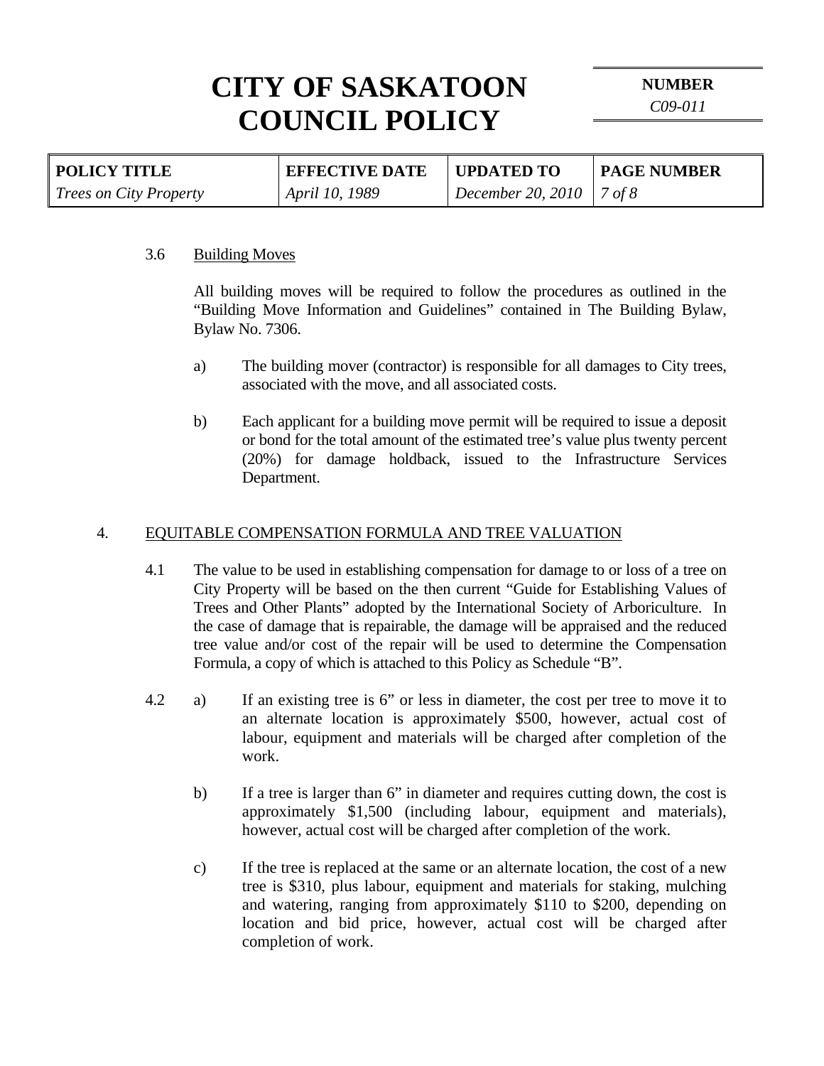3.6 Building Moves

All building moves will be required to follow the procedures as outlined in the "Building Move Information and Guidelines" contained in The Building Bylaw, Bylaw No. 7306.

a) The building mover (contractor) is responsible for all damages to City trees, associated with the move, and all associated costs.

b) Each applicant for a building move permit will be required to issue a deposit or bond for the total amount of the estimated tree's value plus twenty percent (20%) for damage holdback, issued to the Infrastructure Services Department.

## 4. EQUITABLE COMPENSATION FORMULA AND TREE VALUATION

4.1 The value to be used in establishing compensation for damage to or loss of a tree on City Property will be based on the then current "Guide for Establishing Values of Trees and Other Plants" adopted by the International Society of Arboriculture. In the case of damage that is repairable, the damage will be appraised and the reduced tree value and/or cost of the repair will be used to determine the Compensation Formula, a copy of which is attached to this Policy as Schedule "B".

4.2 a) If an existing tree is 6" or less in diameter, the cost per tree to move it to an alternate location is approximately $500, however, actual cost of labour, equipment and materials will be charged after completion of the work.

b) If a tree is larger than 6" in diameter and requires cutting down, the cost is approximately $1,500 (including labour, equipment and materials), however, actual cost will be charged after completion of the work.

c) If the tree is replaced at the same or an alternate location, the cost of a new tree is $310, plus labour, equipment and materials for staking, mulching and watering, ranging from approximately $110 to $200, depending on location and bid price, however, actual cost will be charged after completion of work.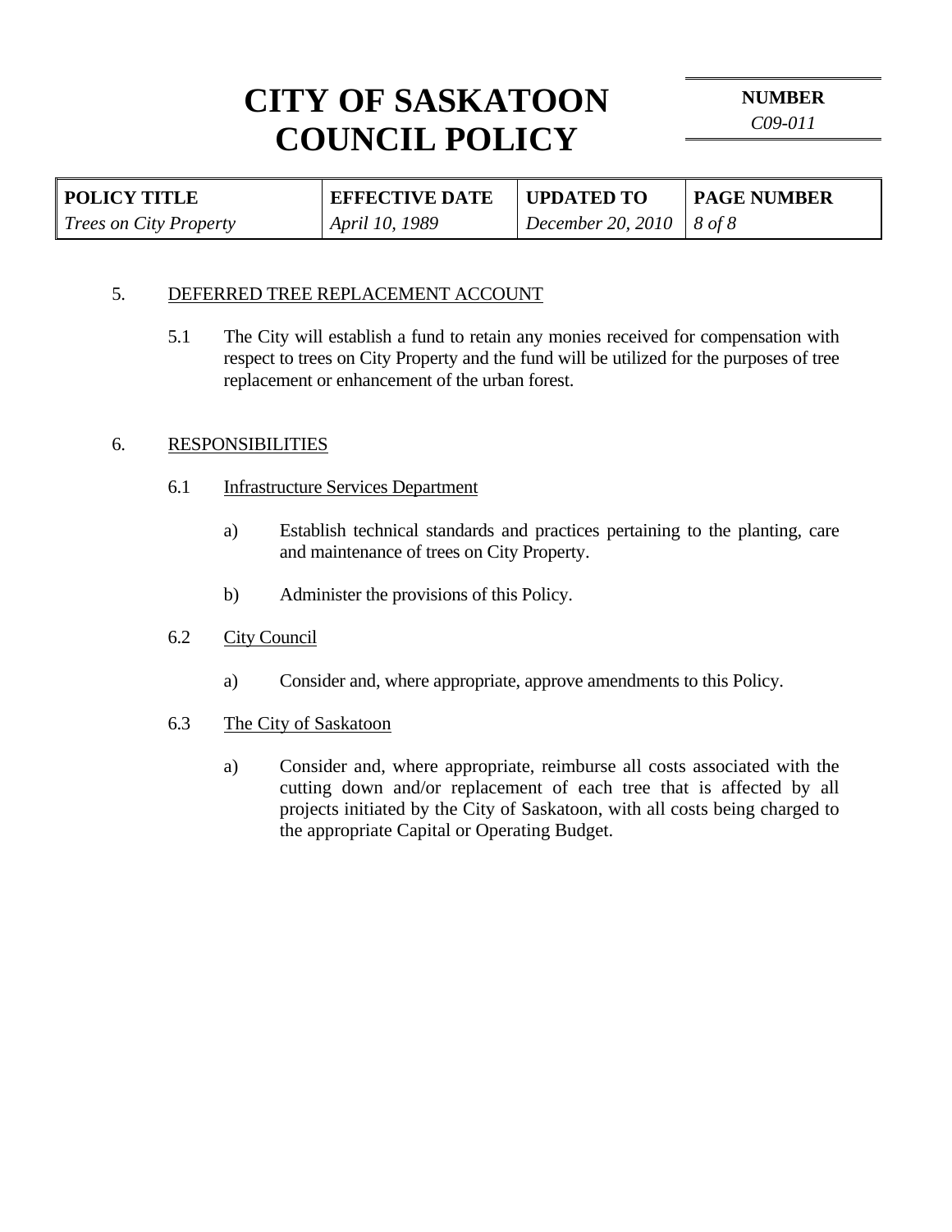## 5. DEFERRED TREE REPLACEMENT ACCOUNT

5.1 The City will establish a fund to retain any monies received for compensation with respect to trees on City Property and the fund will be utilized for the purposes of tree replacement or enhancement of the urban forest.

## 6. RESPONSIBILITIES

### 6.1 Infrastructure Services Department

a) Establish technical standards and practices pertaining to the planting, care and maintenance of trees on City Property.

b) Administer the provisions of this Policy.

### 6.2 City Council

a) Consider and, where appropriate, approve amendments to this Policy.

### 6.3 The City of Saskatoon

a) Consider and, where appropriate, reimburse all costs associated with the cutting down and/or replacement of each tree that is affected by all projects initiated by the City of Saskatoon, with all costs being charged to the appropriate Capital or Operating Budget.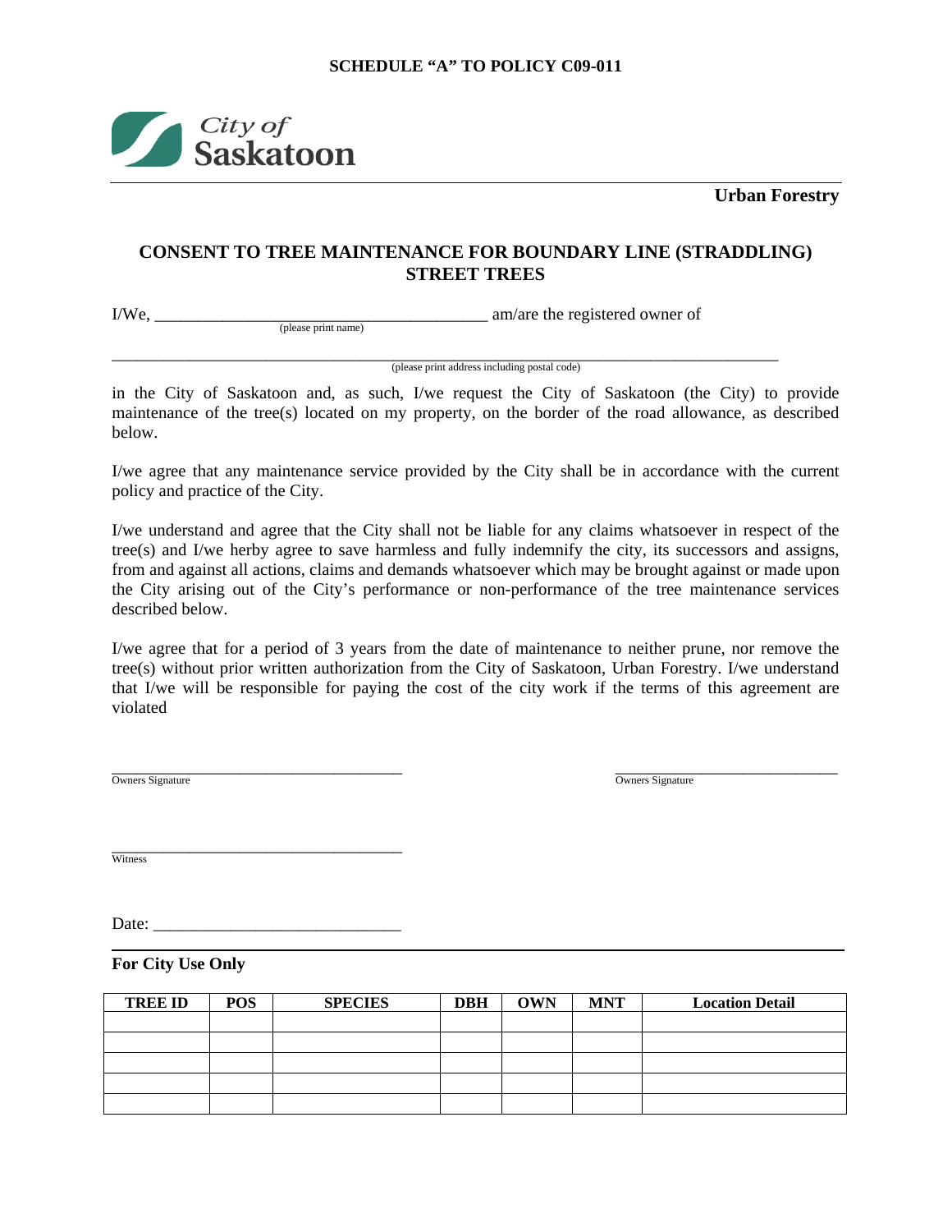**SCHEDULE "A" TO POLICY C09-011**

City of Saskatoon

**Urban Forestry**

## CONSENT TO TREE MAINTENANCE FOR BOUNDARY LINE (STRADDLING) STREET TREES

I/We, ________________________________________ am/are the registered owner of
(please print name)

_______________________________________________________________________________
(please print address including postal code)

in the City of Saskatoon and, as such, I/we request the City of Saskatoon (the City) to provide maintenance of the tree(s) located on my property, on the border of the road allowance, as described below.

I/we agree that any maintenance service provided by the City shall be in accordance with the current policy and practice of the City.

I/we understand and agree that the City shall not be liable for any claims whatsoever in respect of the tree(s) and I/we herby agree to save harmless and fully indemnify the city, its successors and assigns, from and against all actions, claims and demands whatsoever which may be brought against or made upon the City arising out of the City's performance or non-performance of the tree maintenance services described below.

I/we agree that for a period of 3 years from the date of maintenance to neither prune, nor remove the tree(s) without prior written authorization from the City of Saskatoon, Urban Forestry. I/we understand that I/we will be responsible for paying the cost of the city work if the terms of this agreement are violated

______________________________________
Owners Signature

______________________________
Owners Signature

______________________________________
Witness

Date: ______________________________

**For City Use Only**

| TREE ID | POS | SPECIES | DBH | OWN | MNT | Location Detail |
|---|---|---|---|---|---|---|
| | | | | | | |
| | | | | | | |
| | | | | | | |
| | | | | | | |
| | | | | | | |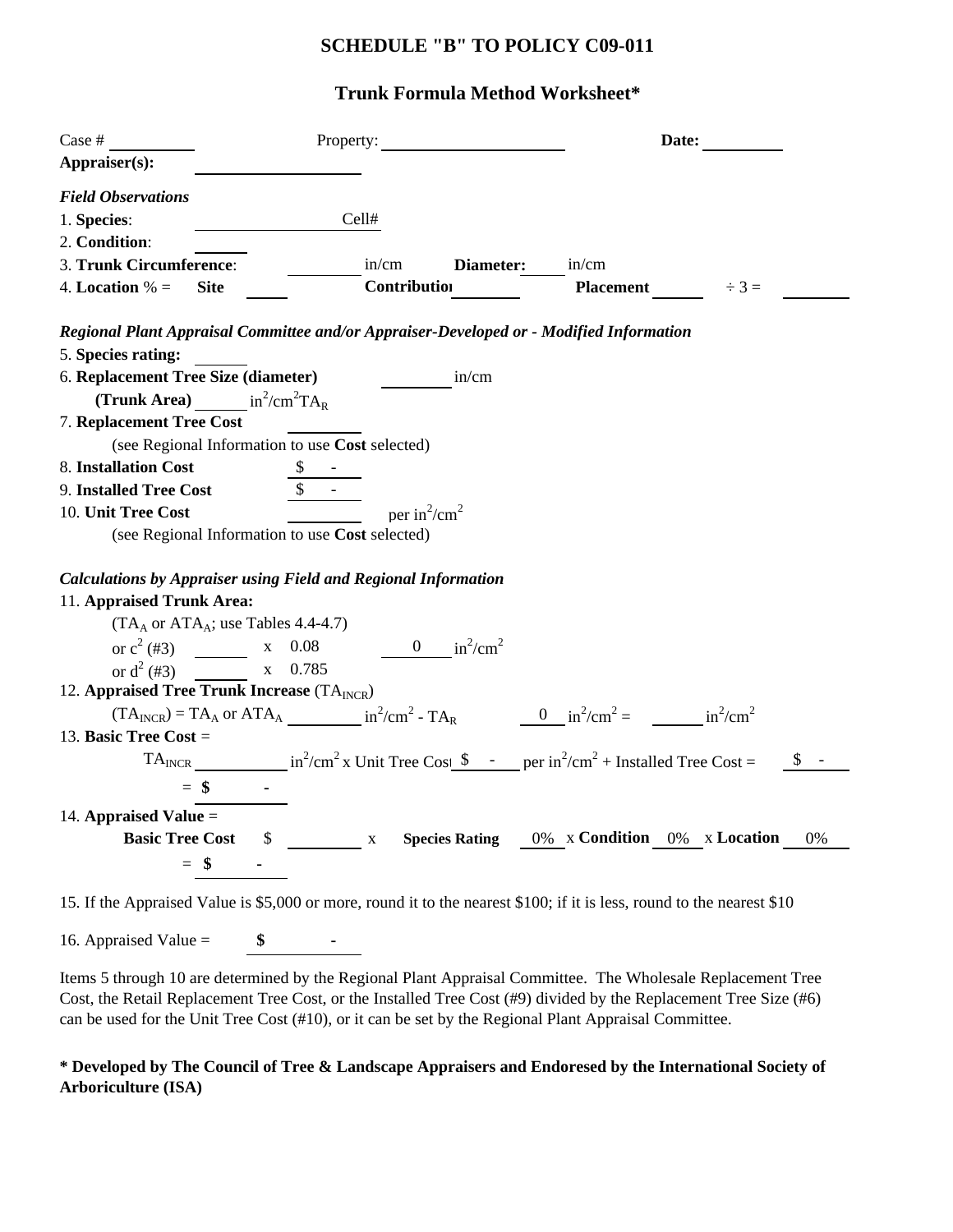# SCHEDULE "B" TO POLICY C09-011

## Trunk Formula Method Worksheet*

Case # ________ Property: ____________________ **Date:** ________

**Appraiser(s):** ____________________

***Field Observations***

1. **Species**: ____________ Cell#
2. **Condition**: ______
3. **Trunk Circumference**: ________ in/cm **Diameter:** ______ in/cm
4. **Location** % = **Site** ______ **Contributioı** ________ **Placement** ______ ÷ 3 = ________

***Regional Plant Appraisal Committee and/or Appraiser-Developed or - Modified Information***

5. **Species rating:** ______
6. **Replacement Tree Size (diameter)** ________ in/cm
   **(Trunk Area)** ______ $in^2/cm^2 TA_R$
7. **Replacement Tree Cost** ________
   (see Regional Information to use **Cost** selected)
8. **Installation Cost** $ -
9. **Installed Tree Cost** $ -
10. **Unit Tree Cost** ________ per $in^2/cm^2$
    (see Regional Information to use **Cost** selected)

***Calculations by Appraiser using Field and Regional Information***

11. **Appraised Trunk Area:**
    ($TA_A$ or $ATA_A$; use Tables 4.4-4.7)
    or $c^2$ (#3) ______ x 0.08 ______ 0 $in^2/cm^2$
    or $d^2$ (#3) ______ x 0.785
12. **Appraised Tree Trunk Increase** ($TA_{INCR}$)
    ($TA_{INCR}$) = $TA_A$ or $ATA_A$ ________ $in^2/cm^2$ - $TA_R$ 0 $in^2/cm^2$ = ______ $in^2/cm^2$
13. **Basic Tree Cost** =
    $TA_{INCR}$ ________ $in^2/cm^2$ x Unit Tree Cosı $ - per $in^2/cm^2$ + Installed Tree Cost = $ -
    = **$ -**
14. **Appraised Value** =
    **Basic Tree Cost** $ ________ x **Species Rating** 0% x **Condition** 0% x **Location** 0%
    = **$ -**

15. If the Appraised Value is $5,000 or more, round it to the nearest $100; if it is less, round to the nearest $10

16. Appraised Value = **$** -

Items 5 through 10 are determined by the Regional Plant Appraisal Committee. The Wholesale Replacement Tree Cost, the Retail Replacement Tree Cost, or the Installed Tree Cost (#9) divided by the Replacement Tree Size (#6) can be used for the Unit Tree Cost (#10), or it can be set by the Regional Plant Appraisal Committee.

**\* Developed by The Council of Tree & Landscape Appraisers and Endoresed by the International Society of Arboriculture (ISA)**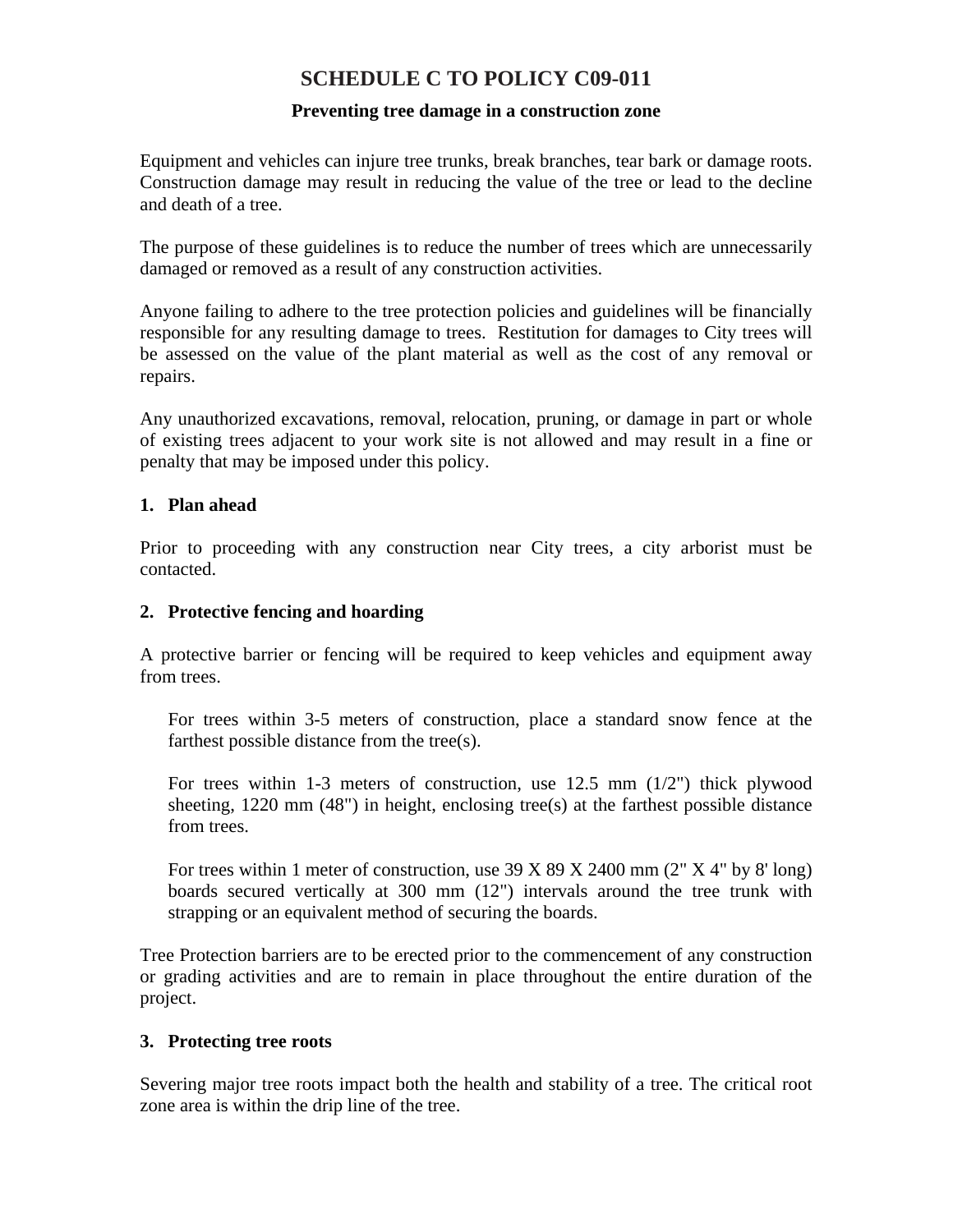# SCHEDULE C TO POLICY C09-011

### Preventing tree damage in a construction zone

Equipment and vehicles can injure tree trunks, break branches, tear bark or damage roots. Construction damage may result in reducing the value of the tree or lead to the decline and death of a tree.

The purpose of these guidelines is to reduce the number of trees which are unnecessarily damaged or removed as a result of any construction activities.

Anyone failing to adhere to the tree protection policies and guidelines will be financially responsible for any resulting damage to trees. Restitution for damages to City trees will be assessed on the value of the plant material as well as the cost of any removal or repairs.

Any unauthorized excavations, removal, relocation, pruning, or damage in part or whole of existing trees adjacent to your work site is not allowed and may result in a fine or penalty that may be imposed under this policy.

**1. Plan ahead**

Prior to proceeding with any construction near City trees, a city arborist must be contacted.

**2. Protective fencing and hoarding**

A protective barrier or fencing will be required to keep vehicles and equipment away from trees.

> For trees within 3-5 meters of construction, place a standard snow fence at the farthest possible distance from the tree(s).
>
> For trees within 1-3 meters of construction, use 12.5 mm (1/2") thick plywood sheeting, 1220 mm (48") in height, enclosing tree(s) at the farthest possible distance from trees.
>
> For trees within 1 meter of construction, use 39 X 89 X 2400 mm (2" X 4" by 8' long) boards secured vertically at 300 mm (12") intervals around the tree trunk with strapping or an equivalent method of securing the boards.

Tree Protection barriers are to be erected prior to the commencement of any construction or grading activities and are to remain in place throughout the entire duration of the project.

**3. Protecting tree roots**

Severing major tree roots impact both the health and stability of a tree. The critical root zone area is within the drip line of the tree.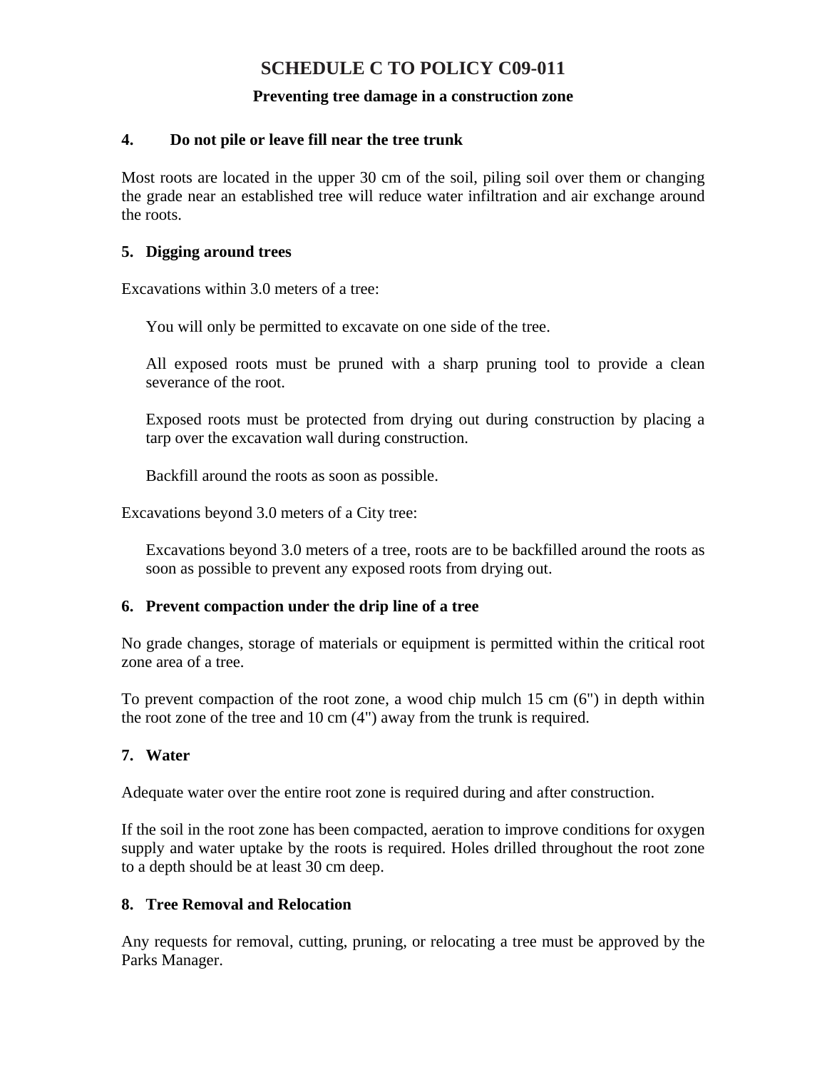# SCHEDULE C TO POLICY C09-011

## Preventing tree damage in a construction zone

### 4. Do not pile or leave fill near the tree trunk

Most roots are located in the upper 30 cm of the soil, piling soil over them or changing the grade near an established tree will reduce water infiltration and air exchange around the roots.

### 5. Digging around trees

Excavations within 3.0 meters of a tree:

> You will only be permitted to excavate on one side of the tree.
>
> All exposed roots must be pruned with a sharp pruning tool to provide a clean severance of the root.
>
> Exposed roots must be protected from drying out during construction by placing a tarp over the excavation wall during construction.
>
> Backfill around the roots as soon as possible.

Excavations beyond 3.0 meters of a City tree:

> Excavations beyond 3.0 meters of a tree, roots are to be backfilled around the roots as soon as possible to prevent any exposed roots from drying out.

### 6. Prevent compaction under the drip line of a tree

No grade changes, storage of materials or equipment is permitted within the critical root zone area of a tree.

To prevent compaction of the root zone, a wood chip mulch 15 cm (6") in depth within the root zone of the tree and 10 cm (4") away from the trunk is required.

### 7. Water

Adequate water over the entire root zone is required during and after construction.

If the soil in the root zone has been compacted, aeration to improve conditions for oxygen supply and water uptake by the roots is required. Holes drilled throughout the root zone to a depth should be at least 30 cm deep.

### 8. Tree Removal and Relocation

Any requests for removal, cutting, pruning, or relocating a tree must be approved by the Parks Manager.